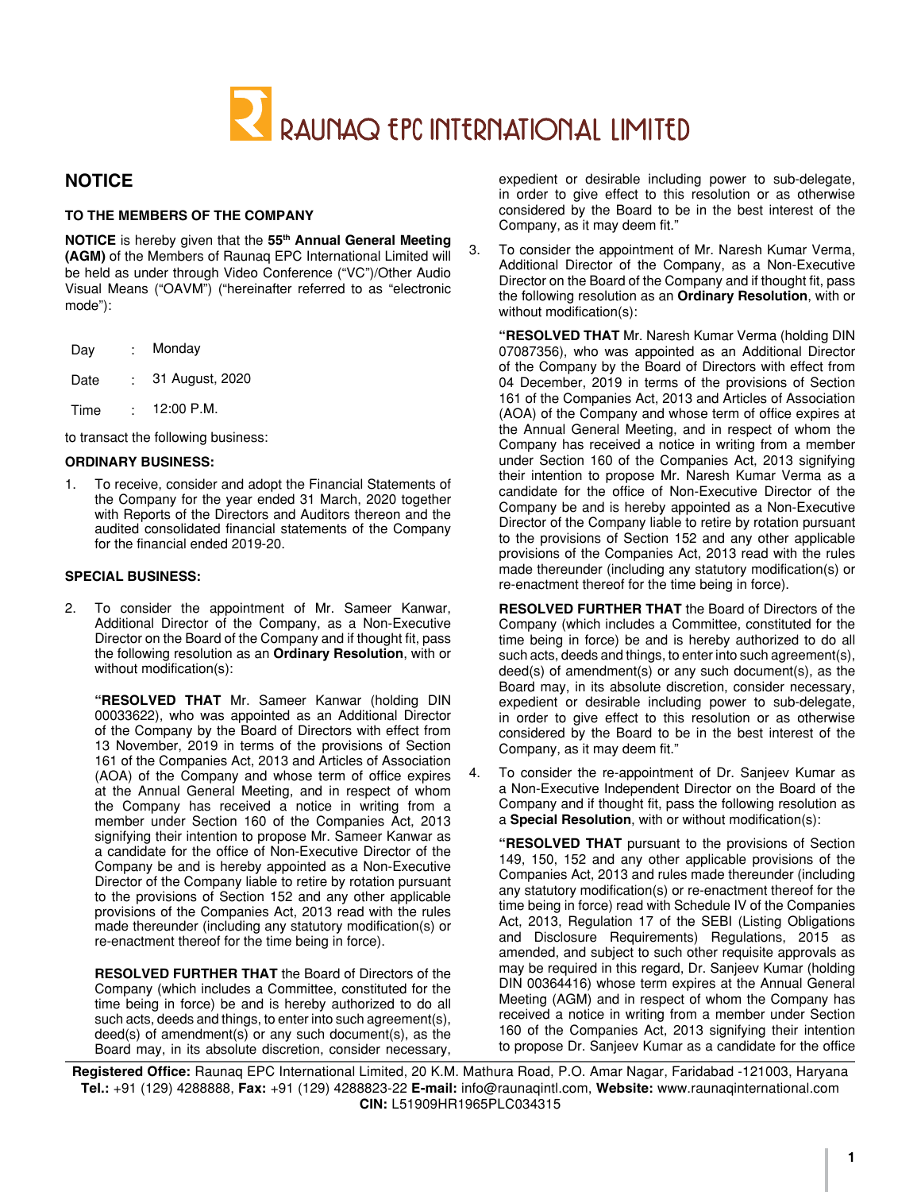RAUNAQ EPC INTERNATIONAL LIMITED

## NOTICE

**TO THE MEMBERS OF THE COMPANY**

**NOTICE** is hereby given that the **55th Annual General Meeting (AGM)** of the Members of Raunaq EPC International Limited will be held as under through Video Conference ("VC")/Other Audio Visual Means ("OAVM") ("hereinafter referred to as "electronic mode"):

| Day | : | Monday |
|---|---|---|
| Date | : | 31 August, 2020 |
| Time | : | 12:00 P.M. |

to transact the following business:

**ORDINARY BUSINESS:**

1. To receive, consider and adopt the Financial Statements of the Company for the year ended 31 March, 2020 together with Reports of the Directors and Auditors thereon and the audited consolidated financial statements of the Company for the financial ended 2019-20.

**SPECIAL BUSINESS:**

2. To consider the appointment of Mr. Sameer Kanwar, Additional Director of the Company, as a Non-Executive Director on the Board of the Company and if thought fit, pass the following resolution as an **Ordinary Resolution**, with or without modification(s):

   **"RESOLVED THAT** Mr. Sameer Kanwar (holding DIN 00033622), who was appointed as an Additional Director of the Company by the Board of Directors with effect from 13 November, 2019 in terms of the provisions of Section 161 of the Companies Act, 2013 and Articles of Association (AOA) of the Company and whose term of office expires at the Annual General Meeting, and in respect of whom the Company has received a notice in writing from a member under Section 160 of the Companies Act, 2013 signifying their intention to propose Mr. Sameer Kanwar as a candidate for the office of Non-Executive Director of the Company be and is hereby appointed as a Non-Executive Director of the Company liable to retire by rotation pursuant to the provisions of Section 152 and any other applicable provisions of the Companies Act, 2013 read with the rules made thereunder (including any statutory modification(s) or re-enactment thereof for the time being in force).

   **RESOLVED FURTHER THAT** the Board of Directors of the Company (which includes a Committee, constituted for the time being in force) be and is hereby authorized to do all such acts, deeds and things, to enter into such agreement(s), deed(s) of amendment(s) or any such document(s), as the Board may, in its absolute discretion, consider necessary, expedient or desirable including power to sub-delegate, in order to give effect to this resolution or as otherwise considered by the Board to be in the best interest of the Company, as it may deem fit."

3. To consider the appointment of Mr. Naresh Kumar Verma, Additional Director of the Company, as a Non-Executive Director on the Board of the Company and if thought fit, pass the following resolution as an **Ordinary Resolution**, with or without modification(s):

   **"RESOLVED THAT** Mr. Naresh Kumar Verma (holding DIN 07087356), who was appointed as an Additional Director of the Company by the Board of Directors with effect from 04 December, 2019 in terms of the provisions of Section 161 of the Companies Act, 2013 and Articles of Association (AOA) of the Company and whose term of office expires at the Annual General Meeting, and in respect of whom the Company has received a notice in writing from a member under Section 160 of the Companies Act, 2013 signifying their intention to propose Mr. Naresh Kumar Verma as a candidate for the office of Non-Executive Director of the Company be and is hereby appointed as a Non-Executive Director of the Company liable to retire by rotation pursuant to the provisions of Section 152 and any other applicable provisions of the Companies Act, 2013 read with the rules made thereunder (including any statutory modification(s) or re-enactment thereof for the time being in force).

   **RESOLVED FURTHER THAT** the Board of Directors of the Company (which includes a Committee, constituted for the time being in force) be and is hereby authorized to do all such acts, deeds and things, to enter into such agreement(s), deed(s) of amendment(s) or any such document(s), as the Board may, in its absolute discretion, consider necessary, expedient or desirable including power to sub-delegate, in order to give effect to this resolution or as otherwise considered by the Board to be in the best interest of the Company, as it may deem fit."

4. To consider the re-appointment of Dr. Sanjeev Kumar as a Non-Executive Independent Director on the Board of the Company and if thought fit, pass the following resolution as a **Special Resolution**, with or without modification(s):

   **"RESOLVED THAT** pursuant to the provisions of Section 149, 150, 152 and any other applicable provisions of the Companies Act, 2013 and rules made thereunder (including any statutory modification(s) or re-enactment thereof for the time being in force) read with Schedule IV of the Companies Act, 2013, Regulation 17 of the SEBI (Listing Obligations and Disclosure Requirements) Regulations, 2015 as amended, and subject to such other requisite approvals as may be required in this regard, Dr. Sanjeev Kumar (holding DIN 00364416) whose term expires at the Annual General Meeting (AGM) and in respect of whom the Company has received a notice in writing from a member under Section 160 of the Companies Act, 2013 signifying their intention to propose Dr. Sanjeev Kumar as a candidate for the office

**Registered Office:** Raunaq EPC International Limited, 20 K.M. Mathura Road, P.O. Amar Nagar, Faridabad -121003, Haryana
**Tel.:** +91 (129) 4288888, **Fax:** +91 (129) 4288823-22 **E-mail:** info@raunaqintl.com, **Website:** www.raunaqinternational.com
**CIN:** L51909HR1965PLC034315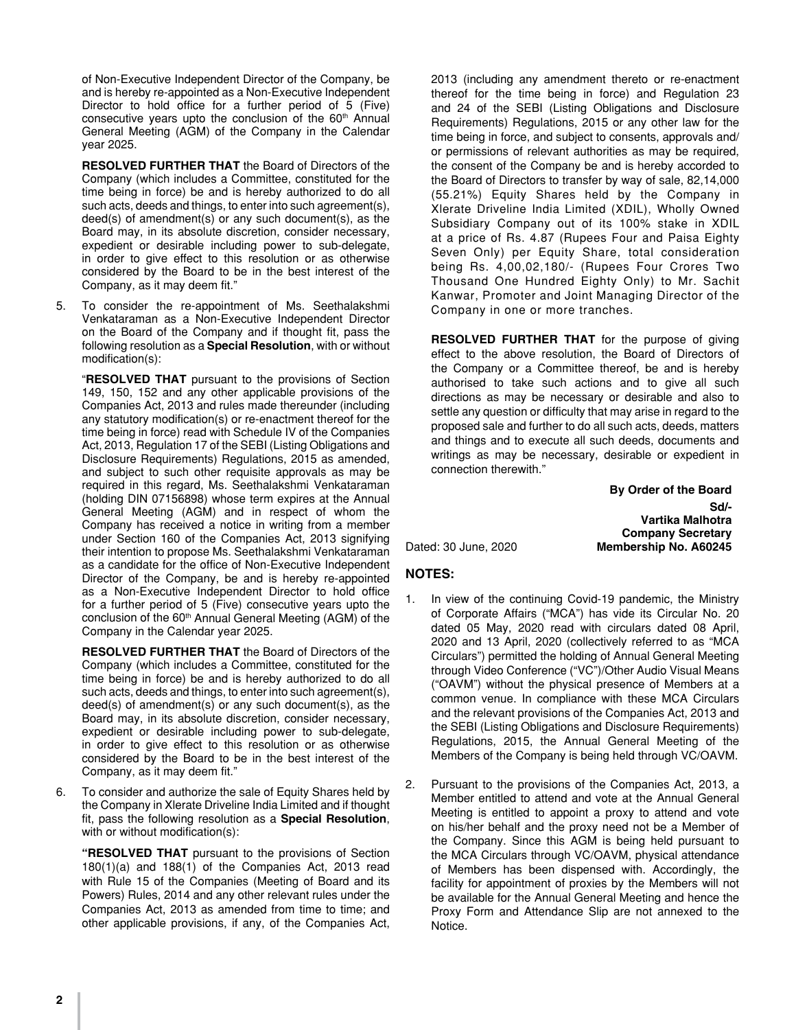of Non-Executive Independent Director of the Company, be and is hereby re-appointed as a Non-Executive Independent Director to hold office for a further period of 5 (Five) consecutive years upto the conclusion of the 60th Annual General Meeting (AGM) of the Company in the Calendar year 2025.

**RESOLVED FURTHER THAT** the Board of Directors of the Company (which includes a Committee, constituted for the time being in force) be and is hereby authorized to do all such acts, deeds and things, to enter into such agreement(s), deed(s) of amendment(s) or any such document(s), as the Board may, in its absolute discretion, consider necessary, expedient or desirable including power to sub-delegate, in order to give effect to this resolution or as otherwise considered by the Board to be in the best interest of the Company, as it may deem fit."

5. To consider the re-appointment of Ms. Seethalakshmi Venkataraman as a Non-Executive Independent Director on the Board of the Company and if thought fit, pass the following resolution as a **Special Resolution**, with or without modification(s):

   "**RESOLVED THAT** pursuant to the provisions of Section 149, 150, 152 and any other applicable provisions of the Companies Act, 2013 and rules made thereunder (including any statutory modification(s) or re-enactment thereof for the time being in force) read with Schedule IV of the Companies Act, 2013, Regulation 17 of the SEBI (Listing Obligations and Disclosure Requirements) Regulations, 2015 as amended, and subject to such other requisite approvals as may be required in this regard, Ms. Seethalakshmi Venkataraman (holding DIN 07156898) whose term expires at the Annual General Meeting (AGM) and in respect of whom the Company has received a notice in writing from a member under Section 160 of the Companies Act, 2013 signifying their intention to propose Ms. Seethalakshmi Venkataraman as a candidate for the office of Non-Executive Independent Director of the Company, be and is hereby re-appointed as a Non-Executive Independent Director to hold office for a further period of 5 (Five) consecutive years upto the conclusion of the 60th Annual General Meeting (AGM) of the Company in the Calendar year 2025.

   **RESOLVED FURTHER THAT** the Board of Directors of the Company (which includes a Committee, constituted for the time being in force) be and is hereby authorized to do all such acts, deeds and things, to enter into such agreement(s), deed(s) of amendment(s) or any such document(s), as the Board may, in its absolute discretion, consider necessary, expedient or desirable including power to sub-delegate, in order to give effect to this resolution or as otherwise considered by the Board to be in the best interest of the Company, as it may deem fit."

6. To consider and authorize the sale of Equity Shares held by the Company in Xlerate Driveline India Limited and if thought fit, pass the following resolution as a **Special Resolution**, with or without modification(s):

   **"RESOLVED THAT** pursuant to the provisions of Section 180(1)(a) and 188(1) of the Companies Act, 2013 read with Rule 15 of the Companies (Meeting of Board and its Powers) Rules, 2014 and any other relevant rules under the Companies Act, 2013 as amended from time to time; and other applicable provisions, if any, of the Companies Act, 2013 (including any amendment thereto or re-enactment thereof for the time being in force) and Regulation 23 and 24 of the SEBI (Listing Obligations and Disclosure Requirements) Regulations, 2015 or any other law for the time being in force, and subject to consents, approvals and/or permissions of relevant authorities as may be required, the consent of the Company be and is hereby accorded to the Board of Directors to transfer by way of sale, 82,14,000 (55.21%) Equity Shares held by the Company in Xlerate Driveline India Limited (XDIL), Wholly Owned Subsidiary Company out of its 100% stake in XDIL at a price of Rs. 4.87 (Rupees Four and Paisa Eighty Seven Only) per Equity Share, total consideration being Rs. 4,00,02,180/- (Rupees Four Crores Two Thousand One Hundred Eighty Only) to Mr. Sachit Kanwar, Promoter and Joint Managing Director of the Company in one or more tranches.

   **RESOLVED FURTHER THAT** for the purpose of giving effect to the above resolution, the Board of Directors of the Company or a Committee thereof, be and is hereby authorised to take such actions and to give all such directions as may be necessary or desirable and also to settle any question or difficulty that may arise in regard to the proposed sale and further to do all such acts, deeds, matters and things and to execute all such deeds, documents and writings as may be necessary, desirable or expedient in connection therewith."

**By Order of the Board**
**Sd/-**
**Vartika Malhotra**
**Company Secretary**
Dated: 30 June, 2020 **Membership No. A60245**

## NOTES:

1. In view of the continuing Covid-19 pandemic, the Ministry of Corporate Affairs ("MCA") has vide its Circular No. 20 dated 05 May, 2020 read with circulars dated 08 April, 2020 and 13 April, 2020 (collectively referred to as "MCA Circulars") permitted the holding of Annual General Meeting through Video Conference ("VC")/Other Audio Visual Means ("OAVM") without the physical presence of Members at a common venue. In compliance with these MCA Circulars and the relevant provisions of the Companies Act, 2013 and the SEBI (Listing Obligations and Disclosure Requirements) Regulations, 2015, the Annual General Meeting of the Members of the Company is being held through VC/OAVM.

2. Pursuant to the provisions of the Companies Act, 2013, a Member entitled to attend and vote at the Annual General Meeting is entitled to appoint a proxy to attend and vote on his/her behalf and the proxy need not be a Member of the Company. Since this AGM is being held pursuant to the MCA Circulars through VC/OAVM, physical attendance of Members has been dispensed with. Accordingly, the facility for appointment of proxies by the Members will not be available for the Annual General Meeting and hence the Proxy Form and Attendance Slip are not annexed to the Notice.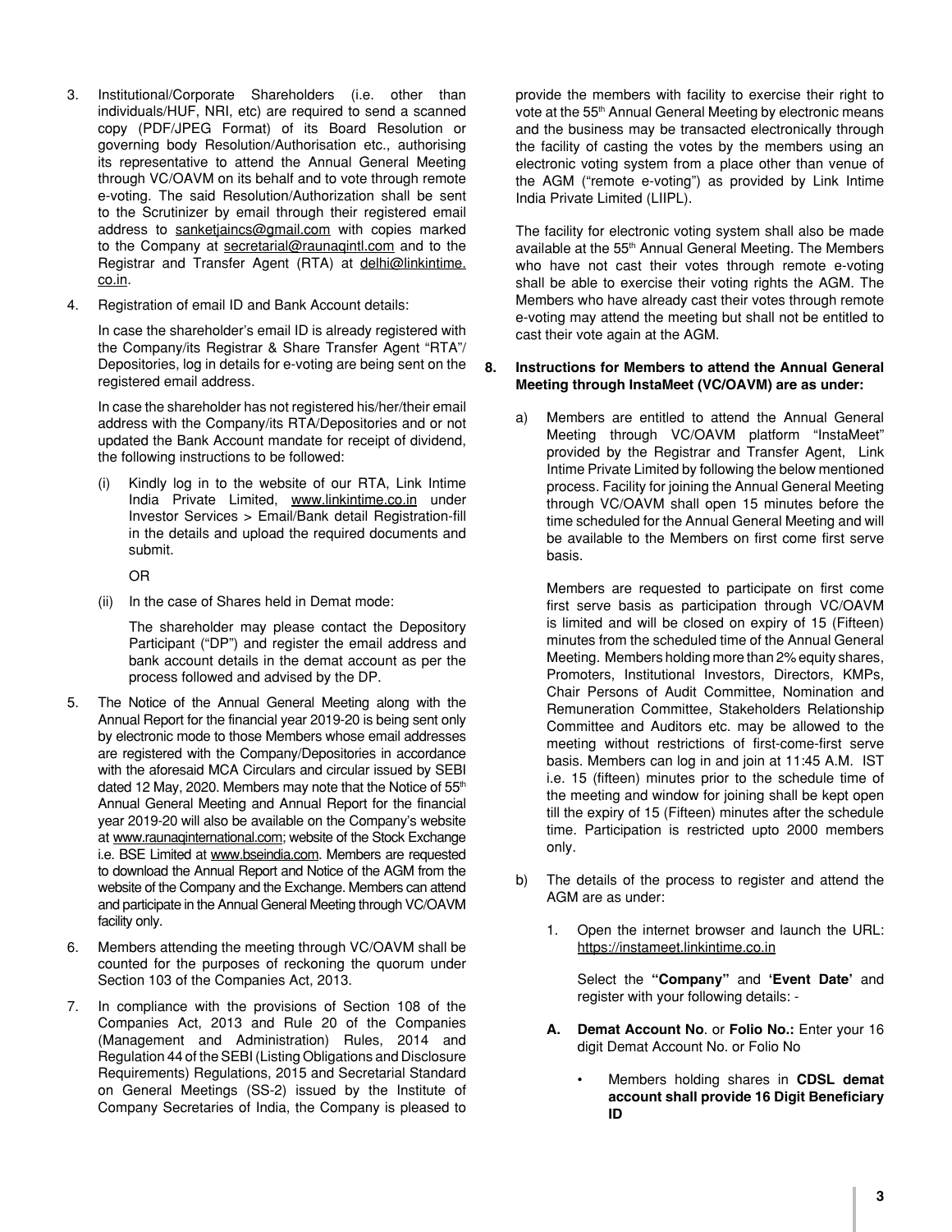3. Institutional/Corporate Shareholders (i.e. other than individuals/HUF, NRI, etc) are required to send a scanned copy (PDF/JPEG Format) of its Board Resolution or governing body Resolution/Authorisation etc., authorising its representative to attend the Annual General Meeting through VC/OAVM on its behalf and to vote through remote e-voting. The said Resolution/Authorization shall be sent to the Scrutinizer by email through their registered email address to sanketjaincs@gmail.com with copies marked to the Company at secretarial@raunaqintl.com and to the Registrar and Transfer Agent (RTA) at delhi@linkintime.co.in.

4. Registration of email ID and Bank Account details:

   In case the shareholder's email ID is already registered with the Company/its Registrar & Share Transfer Agent "RTA"/ Depositories, log in details for e-voting are being sent on the registered email address.

   In case the shareholder has not registered his/her/their email address with the Company/its RTA/Depositories and or not updated the Bank Account mandate for receipt of dividend, the following instructions to be followed:

   (i) Kindly log in to the website of our RTA, Link Intime India Private Limited, www.linkintime.co.in under Investor Services > Email/Bank detail Registration-fill in the details and upload the required documents and submit.

   OR

   (ii) In the case of Shares held in Demat mode:

   The shareholder may please contact the Depository Participant ("DP") and register the email address and bank account details in the demat account as per the process followed and advised by the DP.

5. The Notice of the Annual General Meeting along with the Annual Report for the financial year 2019-20 is being sent only by electronic mode to those Members whose email addresses are registered with the Company/Depositories in accordance with the aforesaid MCA Circulars and circular issued by SEBI dated 12 May, 2020. Members may note that the Notice of 55th Annual General Meeting and Annual Report for the financial year 2019-20 will also be available on the Company's website at www.raunaqinternational.com; website of the Stock Exchange i.e. BSE Limited at www.bseindia.com. Members are requested to download the Annual Report and Notice of the AGM from the website of the Company and the Exchange. Members can attend and participate in the Annual General Meeting through VC/OAVM facility only.

6. Members attending the meeting through VC/OAVM shall be counted for the purposes of reckoning the quorum under Section 103 of the Companies Act, 2013.

7. In compliance with the provisions of Section 108 of the Companies Act, 2013 and Rule 20 of the Companies (Management and Administration) Rules, 2014 and Regulation 44 of the SEBI (Listing Obligations and Disclosure Requirements) Regulations, 2015 and Secretarial Standard on General Meetings (SS-2) issued by the Institute of Company Secretaries of India, the Company is pleased to provide the members with facility to exercise their right to vote at the 55th Annual General Meeting by electronic means and the business may be transacted electronically through the facility of casting the votes by the members using an electronic voting system from a place other than venue of the AGM ("remote e-voting") as provided by Link Intime India Private Limited (LIIPL).

   The facility for electronic voting system shall also be made available at the 55th Annual General Meeting. The Members who have not cast their votes through remote e-voting shall be able to exercise their voting rights the AGM. The Members who have already cast their votes through remote e-voting may attend the meeting but shall not be entitled to cast their vote again at the AGM.

8. **Instructions for Members to attend the Annual General Meeting through InstaMeet (VC/OAVM) are as under:**

   a) Members are entitled to attend the Annual General Meeting through VC/OAVM platform "InstaMeet" provided by the Registrar and Transfer Agent, Link Intime Private Limited by following the below mentioned process. Facility for joining the Annual General Meeting through VC/OAVM shall open 15 minutes before the time scheduled for the Annual General Meeting and will be available to the Members on first come first serve basis.

   Members are requested to participate on first come first serve basis as participation through VC/OAVM is limited and will be closed on expiry of 15 (Fifteen) minutes from the scheduled time of the Annual General Meeting. Members holding more than 2% equity shares, Promoters, Institutional Investors, Directors, KMPs, Chair Persons of Audit Committee, Nomination and Remuneration Committee, Stakeholders Relationship Committee and Auditors etc. may be allowed to the meeting without restrictions of first-come-first serve basis. Members can log in and join at 11:45 A.M. IST i.e. 15 (fifteen) minutes prior to the schedule time of the meeting and window for joining shall be kept open till the expiry of 15 (Fifteen) minutes after the schedule time. Participation is restricted upto 2000 members only.

   b) The details of the process to register and attend the AGM are as under:

      1. Open the internet browser and launch the URL: https://instameet.linkintime.co.in

         Select the **"Company"** and **'Event Date'** and register with your following details: -

      **A. Demat Account No**. or **Folio No.:** Enter your 16 digit Demat Account No. or Folio No

      - Members holding shares in **CDSL demat account shall provide 16 Digit Beneficiary ID**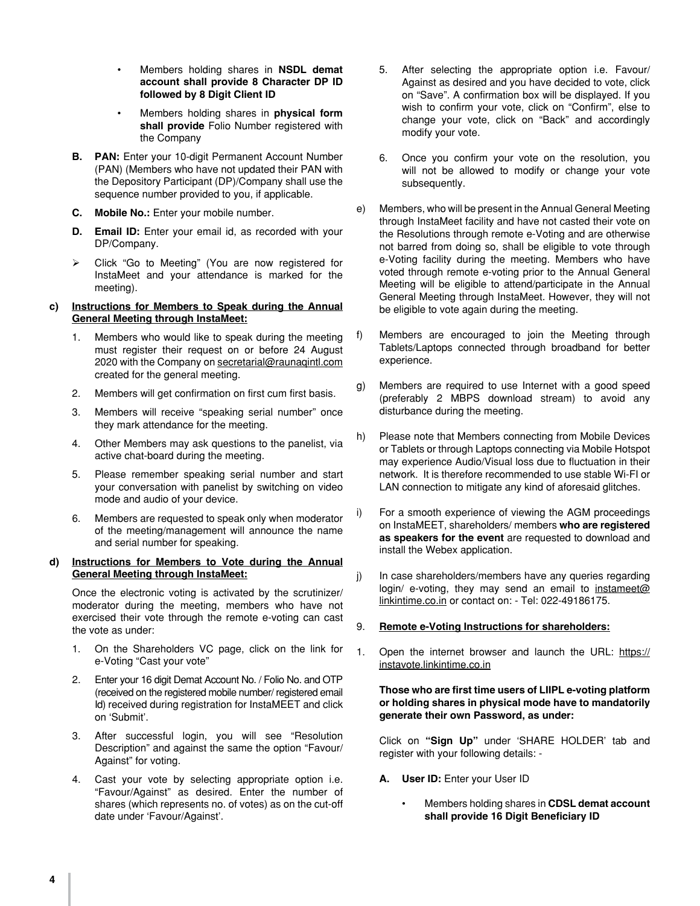- Members holding shares in **NSDL demat account shall provide 8 Character DP ID followed by 8 Digit Client ID**
- Members holding shares in **physical form shall provide** Folio Number registered with the Company

**B. PAN:** Enter your 10-digit Permanent Account Number (PAN) (Members who have not updated their PAN with the Depository Participant (DP)/Company shall use the sequence number provided to you, if applicable.

**C. Mobile No.:** Enter your mobile number.

**D. Email ID:** Enter your email id, as recorded with your DP/Company.

➢ Click "Go to Meeting" (You are now registered for InstaMeet and your attendance is marked for the meeting).

**c) Instructions for Members to Speak during the Annual General Meeting through InstaMeet:**

1. Members who would like to speak during the meeting must register their request on or before 24 August 2020 with the Company on secretarial@raunaqintl.com created for the general meeting.
2. Members will get confirmation on first cum first basis.
3. Members will receive "speaking serial number" once they mark attendance for the meeting.
4. Other Members may ask questions to the panelist, via active chat-board during the meeting.
5. Please remember speaking serial number and start your conversation with panelist by switching on video mode and audio of your device.
6. Members are requested to speak only when moderator of the meeting/management will announce the name and serial number for speaking.

**d) Instructions for Members to Vote during the Annual General Meeting through InstaMeet:**

Once the electronic voting is activated by the scrutinizer/ moderator during the meeting, members who have not exercised their vote through the remote e-voting can cast the vote as under:

1. On the Shareholders VC page, click on the link for e-Voting "Cast your vote"
2. Enter your 16 digit Demat Account No. / Folio No. and OTP (received on the registered mobile number/ registered email Id) received during registration for InstaMEET and click on 'Submit'.
3. After successful login, you will see "Resolution Description" and against the same the option "Favour/ Against" for voting.
4. Cast your vote by selecting appropriate option i.e. "Favour/Against" as desired. Enter the number of shares (which represents no. of votes) as on the cut-off date under 'Favour/Against'.
5. After selecting the appropriate option i.e. Favour/ Against as desired and you have decided to vote, click on "Save". A confirmation box will be displayed. If you wish to confirm your vote, click on "Confirm", else to change your vote, click on "Back" and accordingly modify your vote.
6. Once you confirm your vote on the resolution, you will not be allowed to modify or change your vote subsequently.

e) Members, who will be present in the Annual General Meeting through InstaMeet facility and have not casted their vote on the Resolutions through remote e-Voting and are otherwise not barred from doing so, shall be eligible to vote through e-Voting facility during the meeting. Members who have voted through remote e-voting prior to the Annual General Meeting will be eligible to attend/participate in the Annual General Meeting through InstaMeet. However, they will not be eligible to vote again during the meeting.

f) Members are encouraged to join the Meeting through Tablets/Laptops connected through broadband for better experience.

g) Members are required to use Internet with a good speed (preferably 2 MBPS download stream) to avoid any disturbance during the meeting.

h) Please note that Members connecting from Mobile Devices or Tablets or through Laptops connecting via Mobile Hotspot may experience Audio/Visual loss due to fluctuation in their network. It is therefore recommended to use stable Wi-FI or LAN connection to mitigate any kind of aforesaid glitches.

i) For a smooth experience of viewing the AGM proceedings on InstaMEET, shareholders/ members **who are registered as speakers for the event** are requested to download and install the Webex application.

j) In case shareholders/members have any queries regarding login/ e-voting, they may send an email to instameet@linkintime.co.in or contact on: - Tel: 022-49186175.

9. **Remote e-Voting Instructions for shareholders:**

1. Open the internet browser and launch the URL: https://instavote.linkintime.co.in

**Those who are first time users of LIIPL e-voting platform or holding shares in physical mode have to mandatorily generate their own Password, as under:**

Click on **"Sign Up"** under 'SHARE HOLDER' tab and register with your following details: -

**A. User ID:** Enter your User ID

- Members holding shares in **CDSL demat account shall provide 16 Digit Beneficiary ID**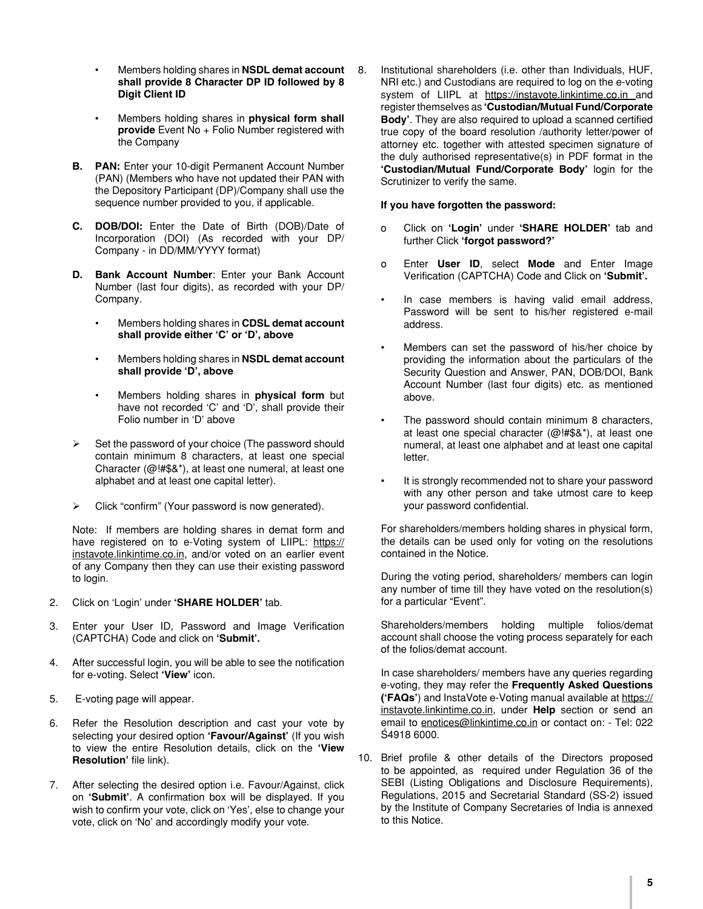- Members holding shares in **NSDL demat account shall provide 8 Character DP ID followed by 8 Digit Client ID**

- Members holding shares in **physical form shall provide** Event No + Folio Number registered with the Company

**B. PAN:** Enter your 10-digit Permanent Account Number (PAN) (Members who have not updated their PAN with the Depository Participant (DP)/Company shall use the sequence number provided to you, if applicable.

**C. DOB/DOI:** Enter the Date of Birth (DOB)/Date of Incorporation (DOI) (As recorded with your DP/ Company - in DD/MM/YYYY format)

**D. Bank Account Number**: Enter your Bank Account Number (last four digits), as recorded with your DP/ Company.

- Members holding shares in **CDSL demat account shall provide either 'C' or 'D', above**

- Members holding shares in **NSDL demat account shall provide 'D', above**

- Members holding shares in **physical form** but have not recorded 'C' and 'D', shall provide their Folio number in 'D' above

➢ Set the password of your choice (The password should contain minimum 8 characters, at least one special Character (@!#$&*), at least one numeral, at least one alphabet and at least one capital letter).

➢ Click "confirm" (Your password is now generated).

Note: If members are holding shares in demat form and have registered on to e-Voting system of LIIPL: https://instavote.linkintime.co.in, and/or voted on an earlier event of any Company then they can use their existing password to login.

2. Click on 'Login' under **'SHARE HOLDER'** tab.

3. Enter your User ID, Password and Image Verification (CAPTCHA) Code and click on **'Submit'.**

4. After successful login, you will be able to see the notification for e-voting. Select **'View'** icon.

5. E-voting page will appear.

6. Refer the Resolution description and cast your vote by selecting your desired option **'Favour/Against'** (If you wish to view the entire Resolution details, click on the **'View Resolution'** file link).

7. After selecting the desired option i.e. Favour/Against, click on **'Submit'**. A confirmation box will be displayed. If you wish to confirm your vote, click on 'Yes', else to change your vote, click on 'No' and accordingly modify your vote.

8. Institutional shareholders (i.e. other than Individuals, HUF, NRI etc.) and Custodians are required to log on the e-voting system of LIIPL at https://instavote.linkintime.co.in and register themselves as **'Custodian/Mutual Fund/Corporate Body'**. They are also required to upload a scanned certified true copy of the board resolution /authority letter/power of attorney etc. together with attested specimen signature of the duly authorised representative(s) in PDF format in the **'Custodian/Mutual Fund/Corporate Body'** login for the Scrutinizer to verify the same.

**If you have forgotten the password:**

o Click on **'Login'** under **'SHARE HOLDER'** tab and further Click **'forgot password?'**

o Enter **User ID**, select **Mode** and Enter Image Verification (CAPTCHA) Code and Click on **'Submit'.**

- In case members is having valid email address, Password will be sent to his/her registered e-mail address.

- Members can set the password of his/her choice by providing the information about the particulars of the Security Question and Answer, PAN, DOB/DOI, Bank Account Number (last four digits) etc. as mentioned above.

- The password should contain minimum 8 characters, at least one special character (@!#$&*), at least one numeral, at least one alphabet and at least one capital letter.

- It is strongly recommended not to share your password with any other person and take utmost care to keep your password confidential.

For shareholders/members holding shares in physical form, the details can be used only for voting on the resolutions contained in the Notice.

During the voting period, shareholders/ members can login any number of time till they have voted on the resolution(s) for a particular "Event".

Shareholders/members holding multiple folios/demat account shall choose the voting process separately for each of the folios/demat account.

In case shareholders/ members have any queries regarding e-voting, they may refer the **Frequently Asked Questions ('FAQs'**) and InstaVote e-Voting manual available at https://instavote.linkintime.co.in, under **Help** section or send an email to enotices@linkintime.co.in or contact on: - Tel: 022 Ś4918 6000.

10. Brief profile & other details of the Directors proposed to be appointed, as required under Regulation 36 of the SEBI (Listing Obligations and Disclosure Requirements), Regulations, 2015 and Secretarial Standard (SS-2) issued by the Institute of Company Secretaries of India is annexed to this Notice.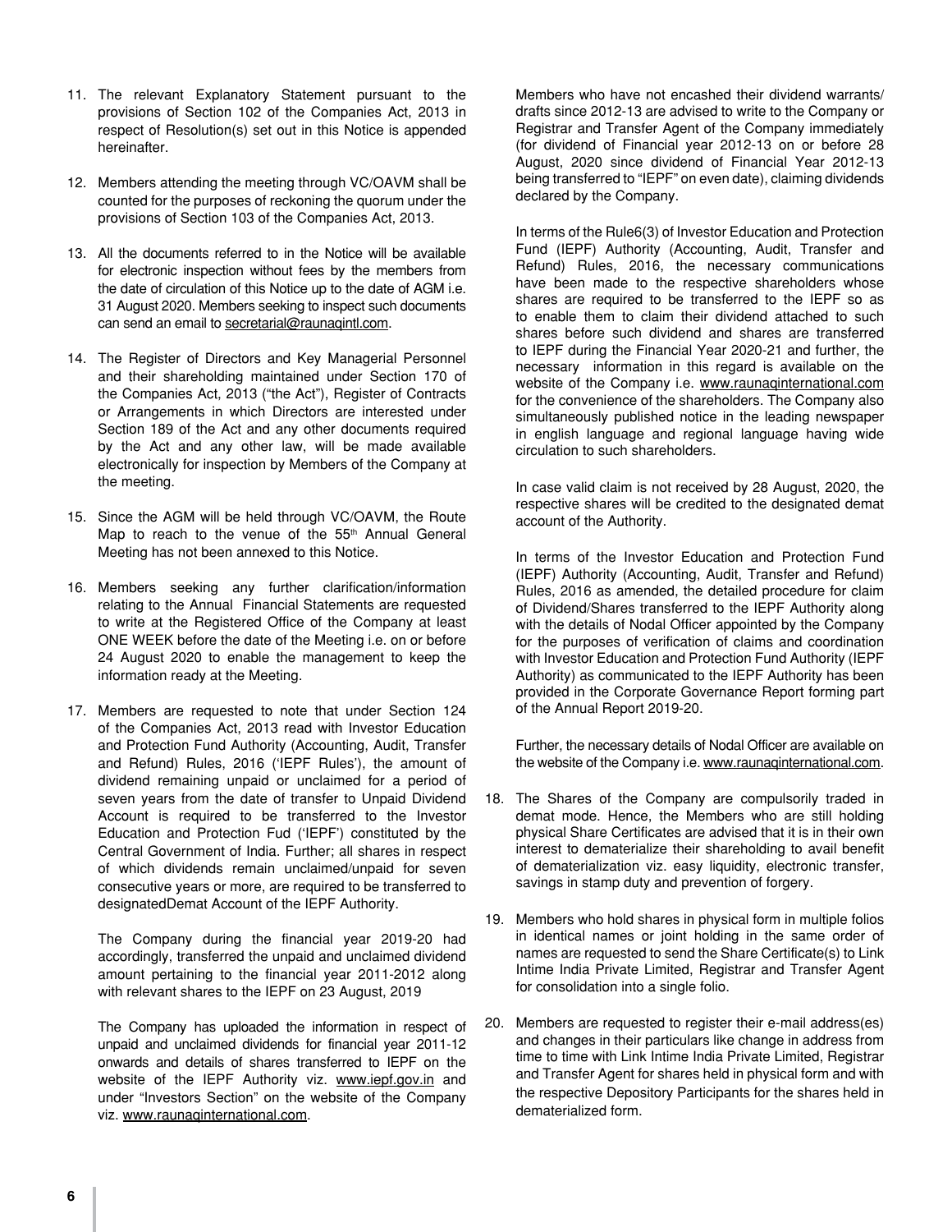11. The relevant Explanatory Statement pursuant to the provisions of Section 102 of the Companies Act, 2013 in respect of Resolution(s) set out in this Notice is appended hereinafter.

12. Members attending the meeting through VC/OAVM shall be counted for the purposes of reckoning the quorum under the provisions of Section 103 of the Companies Act, 2013.

13. All the documents referred to in the Notice will be available for electronic inspection without fees by the members from the date of circulation of this Notice up to the date of AGM i.e. 31 August 2020. Members seeking to inspect such documents can send an email to secretarial@raunaqintl.com.

14. The Register of Directors and Key Managerial Personnel and their shareholding maintained under Section 170 of the Companies Act, 2013 ("the Act"), Register of Contracts or Arrangements in which Directors are interested under Section 189 of the Act and any other documents required by the Act and any other law, will be made available electronically for inspection by Members of the Company at the meeting.

15. Since the AGM will be held through VC/OAVM, the Route Map to reach to the venue of the 55th Annual General Meeting has not been annexed to this Notice.

16. Members seeking any further clarification/information relating to the Annual Financial Statements are requested to write at the Registered Office of the Company at least ONE WEEK before the date of the Meeting i.e. on or before 24 August 2020 to enable the management to keep the information ready at the Meeting.

17. Members are requested to note that under Section 124 of the Companies Act, 2013 read with Investor Education and Protection Fund Authority (Accounting, Audit, Transfer and Refund) Rules, 2016 ('IEPF Rules'), the amount of dividend remaining unpaid or unclaimed for a period of seven years from the date of transfer to Unpaid Dividend Account is required to be transferred to the Investor Education and Protection Fud ('IEPF') constituted by the Central Government of India. Further; all shares in respect of which dividends remain unclaimed/unpaid for seven consecutive years or more, are required to be transferred to designatedDemat Account of the IEPF Authority.

    The Company during the financial year 2019-20 had accordingly, transferred the unpaid and unclaimed dividend amount pertaining to the financial year 2011-2012 along with relevant shares to the IEPF on 23 August, 2019

    The Company has uploaded the information in respect of unpaid and unclaimed dividends for financial year 2011-12 onwards and details of shares transferred to IEPF on the website of the IEPF Authority viz. www.iepf.gov.in and under "Investors Section" on the website of the Company viz. www.raunaqinternational.com.

    Members who have not encashed their dividend warrants/ drafts since 2012-13 are advised to write to the Company or Registrar and Transfer Agent of the Company immediately (for dividend of Financial year 2012-13 on or before 28 August, 2020 since dividend of Financial Year 2012-13 being transferred to "IEPF" on even date), claiming dividends declared by the Company.

    In terms of the Rule6(3) of Investor Education and Protection Fund (IEPF) Authority (Accounting, Audit, Transfer and Refund) Rules, 2016, the necessary communications have been made to the respective shareholders whose shares are required to be transferred to the IEPF so as to enable them to claim their dividend attached to such shares before such dividend and shares are transferred to IEPF during the Financial Year 2020-21 and further, the necessary information in this regard is available on the website of the Company i.e. www.raunaqinternational.com for the convenience of the shareholders. The Company also simultaneously published notice in the leading newspaper in english language and regional language having wide circulation to such shareholders.

    In case valid claim is not received by 28 August, 2020, the respective shares will be credited to the designated demat account of the Authority.

    In terms of the Investor Education and Protection Fund (IEPF) Authority (Accounting, Audit, Transfer and Refund) Rules, 2016 as amended, the detailed procedure for claim of Dividend/Shares transferred to the IEPF Authority along with the details of Nodal Officer appointed by the Company for the purposes of verification of claims and coordination with Investor Education and Protection Fund Authority (IEPF Authority) as communicated to the IEPF Authority has been provided in the Corporate Governance Report forming part of the Annual Report 2019-20.

    Further, the necessary details of Nodal Officer are available on the website of the Company i.e. www.raunaqinternational.com.

18. The Shares of the Company are compulsorily traded in demat mode. Hence, the Members who are still holding physical Share Certificates are advised that it is in their own interest to dematerialize their shareholding to avail benefit of dematerialization viz. easy liquidity, electronic transfer, savings in stamp duty and prevention of forgery.

19. Members who hold shares in physical form in multiple folios in identical names or joint holding in the same order of names are requested to send the Share Certificate(s) to Link Intime India Private Limited, Registrar and Transfer Agent for consolidation into a single folio.

20. Members are requested to register their e-mail address(es) and changes in their particulars like change in address from time to time with Link Intime India Private Limited, Registrar and Transfer Agent for shares held in physical form and with the respective Depository Participants for the shares held in dematerialized form.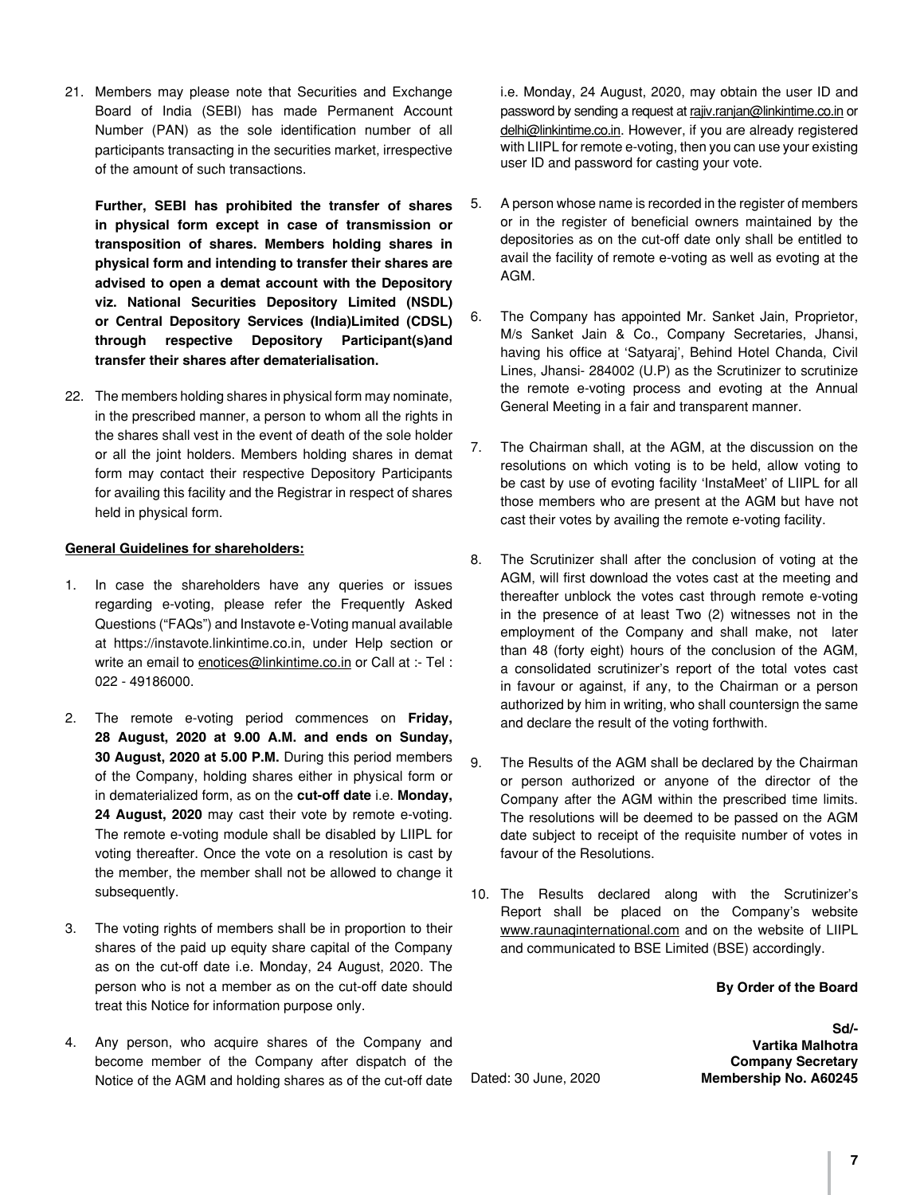21. Members may please note that Securities and Exchange Board of India (SEBI) has made Permanent Account Number (PAN) as the sole identification number of all participants transacting in the securities market, irrespective of the amount of such transactions.

    **Further, SEBI has prohibited the transfer of shares in physical form except in case of transmission or transposition of shares. Members holding shares in physical form and intending to transfer their shares are advised to open a demat account with the Depository viz. National Securities Depository Limited (NSDL) or Central Depository Services (India)Limited (CDSL) through respective Depository Participant(s)and transfer their shares after dematerialisation.**

22. The members holding shares in physical form may nominate, in the prescribed manner, a person to whom all the rights in the shares shall vest in the event of death of the sole holder or all the joint holders. Members holding shares in demat form may contact their respective Depository Participants for availing this facility and the Registrar in respect of shares held in physical form.

**General Guidelines for shareholders:**

1. In case the shareholders have any queries or issues regarding e-voting, please refer the Frequently Asked Questions ("FAQs") and Instavote e-Voting manual available at https://instavote.linkintime.co.in, under Help section or write an email to enotices@linkintime.co.in or Call at :- Tel : 022 - 49186000.

2. The remote e-voting period commences on **Friday, 28 August, 2020 at 9.00 A.M. and ends on Sunday, 30 August, 2020 at 5.00 P.M.** During this period members of the Company, holding shares either in physical form or in dematerialized form, as on the **cut-off date** i.e. **Monday, 24 August, 2020** may cast their vote by remote e-voting. The remote e-voting module shall be disabled by LIIPL for voting thereafter. Once the vote on a resolution is cast by the member, the member shall not be allowed to change it subsequently.

3. The voting rights of members shall be in proportion to their shares of the paid up equity share capital of the Company as on the cut-off date i.e. Monday, 24 August, 2020. The person who is not a member as on the cut-off date should treat this Notice for information purpose only.

4. Any person, who acquire shares of the Company and become member of the Company after dispatch of the Notice of the AGM and holding shares as of the cut-off date i.e. Monday, 24 August, 2020, may obtain the user ID and password by sending a request at rajiv.ranjan@linkintime.co.in or delhi@linkintime.co.in. However, if you are already registered with LIIPL for remote e-voting, then you can use your existing user ID and password for casting your vote.

5. A person whose name is recorded in the register of members or in the register of beneficial owners maintained by the depositories as on the cut-off date only shall be entitled to avail the facility of remote e-voting as well as evoting at the AGM.

6. The Company has appointed Mr. Sanket Jain, Proprietor, M/s Sanket Jain & Co., Company Secretaries, Jhansi, having his office at 'Satyaraj', Behind Hotel Chanda, Civil Lines, Jhansi- 284002 (U.P) as the Scrutinizer to scrutinize the remote e-voting process and evoting at the Annual General Meeting in a fair and transparent manner.

7. The Chairman shall, at the AGM, at the discussion on the resolutions on which voting is to be held, allow voting to be cast by use of evoting facility 'InstaMeet' of LIIPL for all those members who are present at the AGM but have not cast their votes by availing the remote e-voting facility.

8. The Scrutinizer shall after the conclusion of voting at the AGM, will first download the votes cast at the meeting and thereafter unblock the votes cast through remote e-voting in the presence of at least Two (2) witnesses not in the employment of the Company and shall make, not later than 48 (forty eight) hours of the conclusion of the AGM, a consolidated scrutinizer's report of the total votes cast in favour or against, if any, to the Chairman or a person authorized by him in writing, who shall countersign the same and declare the result of the voting forthwith.

9. The Results of the AGM shall be declared by the Chairman or person authorized or anyone of the director of the Company after the AGM within the prescribed time limits. The resolutions will be deemed to be passed on the AGM date subject to receipt of the requisite number of votes in favour of the Resolutions.

10. The Results declared along with the Scrutinizer's Report shall be placed on the Company's website www.raunaqinternational.com and on the website of LIIPL and communicated to BSE Limited (BSE) accordingly.

**By Order of the Board**

**Sd/-**
**Vartika Malhotra**
**Company Secretary**
**Membership No. A60245**

Dated: 30 June, 2020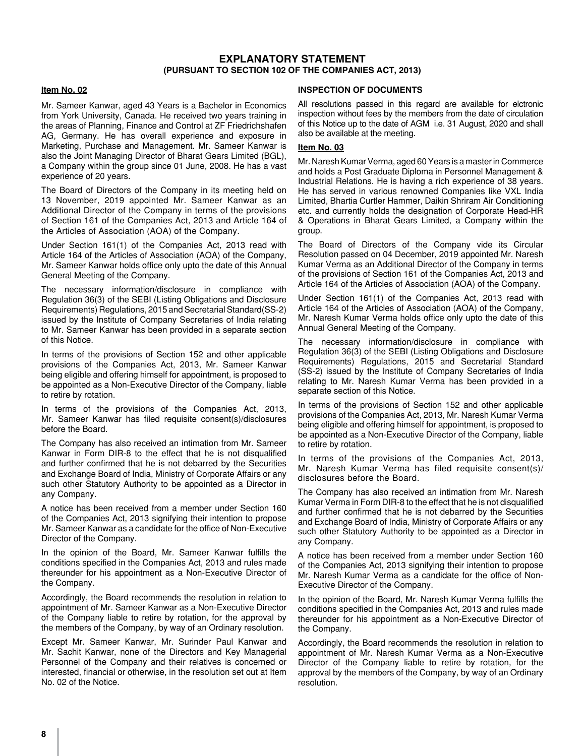# EXPLANATORY STATEMENT
## (PURSUANT TO SECTION 102 OF THE COMPANIES ACT, 2013)

**Item No. 02**

Mr. Sameer Kanwar, aged 43 Years is a Bachelor in Economics from York University, Canada. He received two years training in the areas of Planning, Finance and Control at ZF Friedrichshafen AG, Germany. He has overall experience and exposure in Marketing, Purchase and Management. Mr. Sameer Kanwar is also the Joint Managing Director of Bharat Gears Limited (BGL), a Company within the group since 01 June, 2008. He has a vast experience of 20 years.

The Board of Directors of the Company in its meeting held on 13 November, 2019 appointed Mr. Sameer Kanwar as an Additional Director of the Company in terms of the provisions of Section 161 of the Companies Act, 2013 and Article 164 of the Articles of Association (AOA) of the Company.

Under Section 161(1) of the Companies Act, 2013 read with Article 164 of the Articles of Association (AOA) of the Company, Mr. Sameer Kanwar holds office only upto the date of this Annual General Meeting of the Company.

The necessary information/disclosure in compliance with Regulation 36(3) of the SEBI (Listing Obligations and Disclosure Requirements) Regulations, 2015 and Secretarial Standard(SS-2) issued by the Institute of Company Secretaries of India relating to Mr. Sameer Kanwar has been provided in a separate section of this Notice.

In terms of the provisions of Section 152 and other applicable provisions of the Companies Act, 2013, Mr. Sameer Kanwar being eligible and offering himself for appointment, is proposed to be appointed as a Non-Executive Director of the Company, liable to retire by rotation.

In terms of the provisions of the Companies Act, 2013, Mr. Sameer Kanwar has filed requisite consent(s)/disclosures before the Board.

The Company has also received an intimation from Mr. Sameer Kanwar in Form DIR-8 to the effect that he is not disqualified and further confirmed that he is not debarred by the Securities and Exchange Board of India, Ministry of Corporate Affairs or any such other Statutory Authority to be appointed as a Director in any Company.

A notice has been received from a member under Section 160 of the Companies Act, 2013 signifying their intention to propose Mr. Sameer Kanwar as a candidate for the office of Non-Executive Director of the Company.

In the opinion of the Board, Mr. Sameer Kanwar fulfills the conditions specified in the Companies Act, 2013 and rules made thereunder for his appointment as a Non-Executive Director of the Company.

Accordingly, the Board recommends the resolution in relation to appointment of Mr. Sameer Kanwar as a Non-Executive Director of the Company liable to retire by rotation, for the approval by the members of the Company, by way of an Ordinary resolution.

Except Mr. Sameer Kanwar, Mr. Surinder Paul Kanwar and Mr. Sachit Kanwar, none of the Directors and Key Managerial Personnel of the Company and their relatives is concerned or interested, financial or otherwise, in the resolution set out at Item No. 02 of the Notice.

**INSPECTION OF DOCUMENTS**

All resolutions passed in this regard are available for elctronic inspection without fees by the members from the date of circulation of this Notice up to the date of AGM i.e. 31 August, 2020 and shall also be available at the meeting.

**Item No. 03**

Mr. Naresh Kumar Verma, aged 60 Years is a master in Commerce and holds a Post Graduate Diploma in Personnel Management & Industrial Relations. He is having a rich experience of 38 years. He has served in various renowned Companies like VXL India Limited, Bhartia Curtler Hammer, Daikin Shriram Air Conditioning etc. and currently holds the designation of Corporate Head-HR & Operations in Bharat Gears Limited, a Company within the group.

The Board of Directors of the Company vide its Circular Resolution passed on 04 December, 2019 appointed Mr. Naresh Kumar Verma as an Additional Director of the Company in terms of the provisions of Section 161 of the Companies Act, 2013 and Article 164 of the Articles of Association (AOA) of the Company.

Under Section 161(1) of the Companies Act, 2013 read with Article 164 of the Articles of Association (AOA) of the Company, Mr. Naresh Kumar Verma holds office only upto the date of this Annual General Meeting of the Company.

The necessary information/disclosure in compliance with Regulation 36(3) of the SEBI (Listing Obligations and Disclosure Requirements) Regulations, 2015 and Secretarial Standard (SS-2) issued by the Institute of Company Secretaries of India relating to Mr. Naresh Kumar Verma has been provided in a separate section of this Notice.

In terms of the provisions of Section 152 and other applicable provisions of the Companies Act, 2013, Mr. Naresh Kumar Verma being eligible and offering himself for appointment, is proposed to be appointed as a Non-Executive Director of the Company, liable to retire by rotation.

In terms of the provisions of the Companies Act, 2013, Mr. Naresh Kumar Verma has filed requisite consent(s)/ disclosures before the Board.

The Company has also received an intimation from Mr. Naresh Kumar Verma in Form DIR-8 to the effect that he is not disqualified and further confirmed that he is not debarred by the Securities and Exchange Board of India, Ministry of Corporate Affairs or any such other Statutory Authority to be appointed as a Director in any Company.

A notice has been received from a member under Section 160 of the Companies Act, 2013 signifying their intention to propose Mr. Naresh Kumar Verma as a candidate for the office of Non-Executive Director of the Company.

In the opinion of the Board, Mr. Naresh Kumar Verma fulfills the conditions specified in the Companies Act, 2013 and rules made thereunder for his appointment as a Non-Executive Director of the Company.

Accordingly, the Board recommends the resolution in relation to appointment of Mr. Naresh Kumar Verma as a Non-Executive Director of the Company liable to retire by rotation, for the approval by the members of the Company, by way of an Ordinary resolution.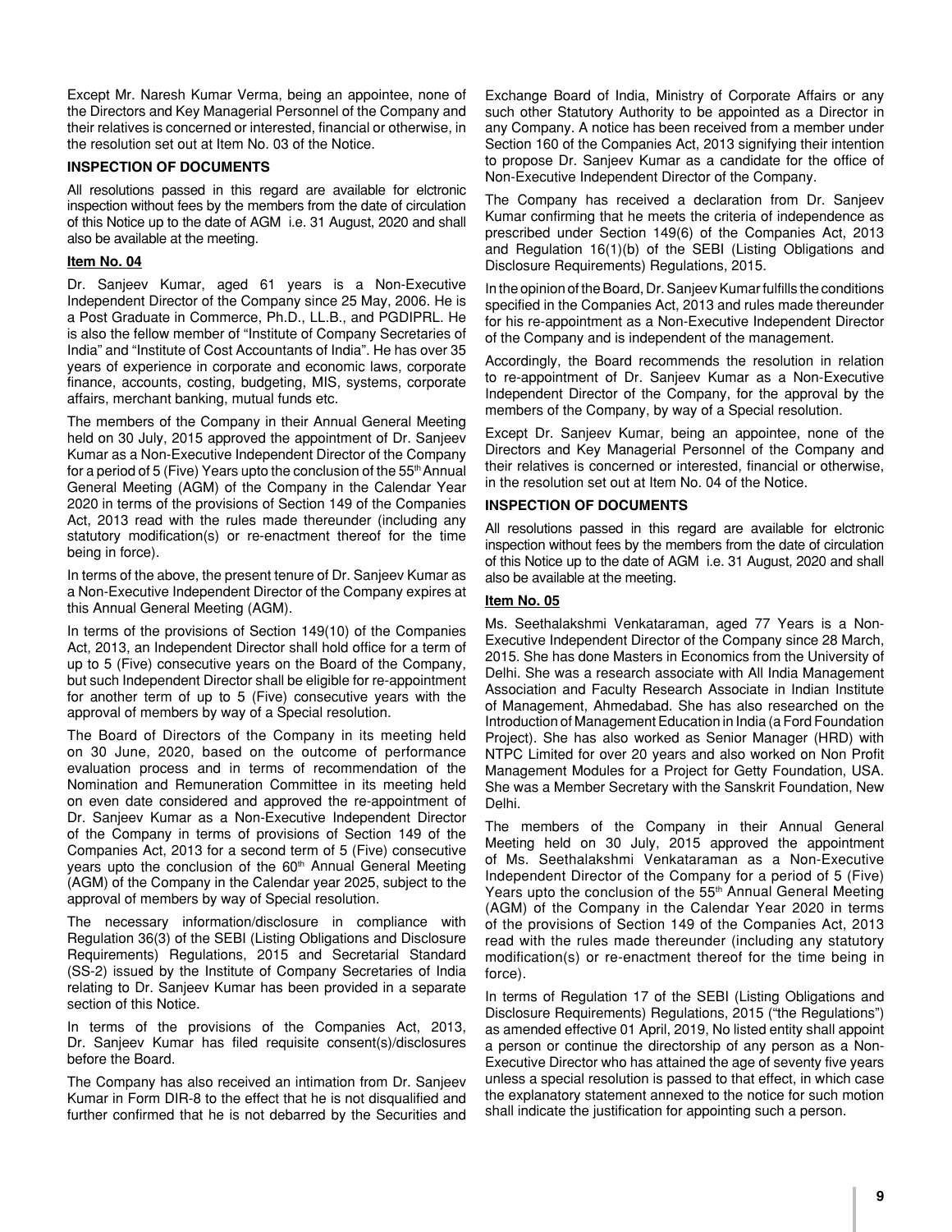Except Mr. Naresh Kumar Verma, being an appointee, none of the Directors and Key Managerial Personnel of the Company and their relatives is concerned or interested, financial or otherwise, in the resolution set out at Item No. 03 of the Notice.

**INSPECTION OF DOCUMENTS**

All resolutions passed in this regard are available for elctronic inspection without fees by the members from the date of circulation of this Notice up to the date of AGM i.e. 31 August, 2020 and shall also be available at the meeting.

**Item No. 04**

Dr. Sanjeev Kumar, aged 61 years is a Non-Executive Independent Director of the Company since 25 May, 2006. He is a Post Graduate in Commerce, Ph.D., LL.B., and PGDIPRL. He is also the fellow member of "Institute of Company Secretaries of India" and "Institute of Cost Accountants of India". He has over 35 years of experience in corporate and economic laws, corporate finance, accounts, costing, budgeting, MIS, systems, corporate affairs, merchant banking, mutual funds etc.

The members of the Company in their Annual General Meeting held on 30 July, 2015 approved the appointment of Dr. Sanjeev Kumar as a Non-Executive Independent Director of the Company for a period of 5 (Five) Years upto the conclusion of the 55th Annual General Meeting (AGM) of the Company in the Calendar Year 2020 in terms of the provisions of Section 149 of the Companies Act, 2013 read with the rules made thereunder (including any statutory modification(s) or re-enactment thereof for the time being in force).

In terms of the above, the present tenure of Dr. Sanjeev Kumar as a Non-Executive Independent Director of the Company expires at this Annual General Meeting (AGM).

In terms of the provisions of Section 149(10) of the Companies Act, 2013, an Independent Director shall hold office for a term of up to 5 (Five) consecutive years on the Board of the Company, but such Independent Director shall be eligible for re-appointment for another term of up to 5 (Five) consecutive years with the approval of members by way of a Special resolution.

The Board of Directors of the Company in its meeting held on 30 June, 2020, based on the outcome of performance evaluation process and in terms of recommendation of the Nomination and Remuneration Committee in its meeting held on even date considered and approved the re-appointment of Dr. Sanjeev Kumar as a Non-Executive Independent Director of the Company in terms of provisions of Section 149 of the Companies Act, 2013 for a second term of 5 (Five) consecutive years upto the conclusion of the 60th Annual General Meeting (AGM) of the Company in the Calendar year 2025, subject to the approval of members by way of Special resolution.

The necessary information/disclosure in compliance with Regulation 36(3) of the SEBI (Listing Obligations and Disclosure Requirements) Regulations, 2015 and Secretarial Standard (SS-2) issued by the Institute of Company Secretaries of India relating to Dr. Sanjeev Kumar has been provided in a separate section of this Notice.

In terms of the provisions of the Companies Act, 2013, Dr. Sanjeev Kumar has filed requisite consent(s)/disclosures before the Board.

The Company has also received an intimation from Dr. Sanjeev Kumar in Form DIR-8 to the effect that he is not disqualified and further confirmed that he is not debarred by the Securities and Exchange Board of India, Ministry of Corporate Affairs or any such other Statutory Authority to be appointed as a Director in any Company. A notice has been received from a member under Section 160 of the Companies Act, 2013 signifying their intention to propose Dr. Sanjeev Kumar as a candidate for the office of Non-Executive Independent Director of the Company.

The Company has received a declaration from Dr. Sanjeev Kumar confirming that he meets the criteria of independence as prescribed under Section 149(6) of the Companies Act, 2013 and Regulation 16(1)(b) of the SEBI (Listing Obligations and Disclosure Requirements) Regulations, 2015.

In the opinion of the Board, Dr. Sanjeev Kumar fulfills the conditions specified in the Companies Act, 2013 and rules made thereunder for his re-appointment as a Non-Executive Independent Director of the Company and is independent of the management.

Accordingly, the Board recommends the resolution in relation to re-appointment of Dr. Sanjeev Kumar as a Non-Executive Independent Director of the Company, for the approval by the members of the Company, by way of a Special resolution.

Except Dr. Sanjeev Kumar, being an appointee, none of the Directors and Key Managerial Personnel of the Company and their relatives is concerned or interested, financial or otherwise, in the resolution set out at Item No. 04 of the Notice.

**INSPECTION OF DOCUMENTS**

All resolutions passed in this regard are available for elctronic inspection without fees by the members from the date of circulation of this Notice up to the date of AGM i.e. 31 August, 2020 and shall also be available at the meeting.

**Item No. 05**

Ms. Seethalakshmi Venkataraman, aged 77 Years is a Non-Executive Independent Director of the Company since 28 March, 2015. She has done Masters in Economics from the University of Delhi. She was a research associate with All India Management Association and Faculty Research Associate in Indian Institute of Management, Ahmedabad. She has also researched on the Introduction of Management Education in India (a Ford Foundation Project). She has also worked as Senior Manager (HRD) with NTPC Limited for over 20 years and also worked on Non Profit Management Modules for a Project for Getty Foundation, USA. She was a Member Secretary with the Sanskrit Foundation, New Delhi.

The members of the Company in their Annual General Meeting held on 30 July, 2015 approved the appointment of Ms. Seethalakshmi Venkataraman as a Non-Executive Independent Director of the Company for a period of 5 (Five) Years upto the conclusion of the 55th Annual General Meeting (AGM) of the Company in the Calendar Year 2020 in terms of the provisions of Section 149 of the Companies Act, 2013 read with the rules made thereunder (including any statutory modification(s) or re-enactment thereof for the time being in force).

In terms of Regulation 17 of the SEBI (Listing Obligations and Disclosure Requirements) Regulations, 2015 ("the Regulations") as amended effective 01 April, 2019, No listed entity shall appoint a person or continue the directorship of any person as a Non-Executive Director who has attained the age of seventy five years unless a special resolution is passed to that effect, in which case the explanatory statement annexed to the notice for such motion shall indicate the justification for appointing such a person.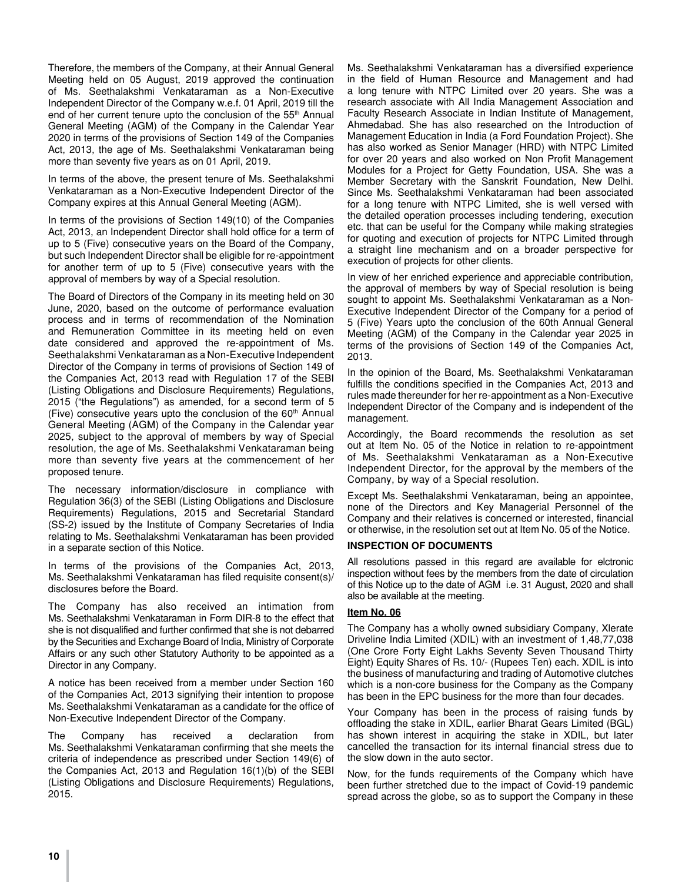Therefore, the members of the Company, at their Annual General Meeting held on 05 August, 2019 approved the continuation of Ms. Seethalakshmi Venkataraman as a Non-Executive Independent Director of the Company w.e.f. 01 April, 2019 till the end of her current tenure upto the conclusion of the 55th Annual General Meeting (AGM) of the Company in the Calendar Year 2020 in terms of the provisions of Section 149 of the Companies Act, 2013, the age of Ms. Seethalakshmi Venkataraman being more than seventy five years as on 01 April, 2019.

In terms of the above, the present tenure of Ms. Seethalakshmi Venkataraman as a Non-Executive Independent Director of the Company expires at this Annual General Meeting (AGM).

In terms of the provisions of Section 149(10) of the Companies Act, 2013, an Independent Director shall hold office for a term of up to 5 (Five) consecutive years on the Board of the Company, but such Independent Director shall be eligible for re-appointment for another term of up to 5 (Five) consecutive years with the approval of members by way of a Special resolution.

The Board of Directors of the Company in its meeting held on 30 June, 2020, based on the outcome of performance evaluation process and in terms of recommendation of the Nomination and Remuneration Committee in its meeting held on even date considered and approved the re-appointment of Ms. Seethalakshmi Venkataraman as a Non-Executive Independent Director of the Company in terms of provisions of Section 149 of the Companies Act, 2013 read with Regulation 17 of the SEBI (Listing Obligations and Disclosure Requirements) Regulations, 2015 ("the Regulations") as amended, for a second term of 5 (Five) consecutive years upto the conclusion of the 60th Annual General Meeting (AGM) of the Company in the Calendar year 2025, subject to the approval of members by way of Special resolution, the age of Ms. Seethalakshmi Venkataraman being more than seventy five years at the commencement of her proposed tenure.

The necessary information/disclosure in compliance with Regulation 36(3) of the SEBI (Listing Obligations and Disclosure Requirements) Regulations, 2015 and Secretarial Standard (SS-2) issued by the Institute of Company Secretaries of India relating to Ms. Seethalakshmi Venkataraman has been provided in a separate section of this Notice.

In terms of the provisions of the Companies Act, 2013, Ms. Seethalakshmi Venkataraman has filed requisite consent(s)/ disclosures before the Board.

The Company has also received an intimation from Ms. Seethalakshmi Venkataraman in Form DIR-8 to the effect that she is not disqualified and further confirmed that she is not debarred by the Securities and Exchange Board of India, Ministry of Corporate Affairs or any such other Statutory Authority to be appointed as a Director in any Company.

A notice has been received from a member under Section 160 of the Companies Act, 2013 signifying their intention to propose Ms. Seethalakshmi Venkataraman as a candidate for the office of Non-Executive Independent Director of the Company.

The Company has received a declaration from Ms. Seethalakshmi Venkataraman confirming that she meets the criteria of independence as prescribed under Section 149(6) of the Companies Act, 2013 and Regulation 16(1)(b) of the SEBI (Listing Obligations and Disclosure Requirements) Regulations, 2015.

Ms. Seethalakshmi Venkataraman has a diversified experience in the field of Human Resource and Management and had a long tenure with NTPC Limited over 20 years. She was a research associate with All India Management Association and Faculty Research Associate in Indian Institute of Management, Ahmedabad. She has also researched on the Introduction of Management Education in India (a Ford Foundation Project). She has also worked as Senior Manager (HRD) with NTPC Limited for over 20 years and also worked on Non Profit Management Modules for a Project for Getty Foundation, USA. She was a Member Secretary with the Sanskrit Foundation, New Delhi. Since Ms. Seethalakshmi Venkataraman had been associated for a long tenure with NTPC Limited, she is well versed with the detailed operation processes including tendering, execution etc. that can be useful for the Company while making strategies for quoting and execution of projects for NTPC Limited through a straight line mechanism and on a broader perspective for execution of projects for other clients.

In view of her enriched experience and appreciable contribution, the approval of members by way of Special resolution is being sought to appoint Ms. Seethalakshmi Venkataraman as a Non-Executive Independent Director of the Company for a period of 5 (Five) Years upto the conclusion of the 60th Annual General Meeting (AGM) of the Company in the Calendar year 2025 in terms of the provisions of Section 149 of the Companies Act, 2013.

In the opinion of the Board, Ms. Seethalakshmi Venkataraman fulfills the conditions specified in the Companies Act, 2013 and rules made thereunder for her re-appointment as a Non-Executive Independent Director of the Company and is independent of the management.

Accordingly, the Board recommends the resolution as set out at Item No. 05 of the Notice in relation to re-appointment of Ms. Seethalakshmi Venkataraman as a Non-Executive Independent Director, for the approval by the members of the Company, by way of a Special resolution.

Except Ms. Seethalakshmi Venkataraman, being an appointee, none of the Directors and Key Managerial Personnel of the Company and their relatives is concerned or interested, financial or otherwise, in the resolution set out at Item No. 05 of the Notice.

**INSPECTION OF DOCUMENTS**

All resolutions passed in this regard are available for elctronic inspection without fees by the members from the date of circulation of this Notice up to the date of AGM i.e. 31 August, 2020 and shall also be available at the meeting.

**Item No. 06**

The Company has a wholly owned subsidiary Company, Xlerate Driveline India Limited (XDIL) with an investment of 1,48,77,038 (One Crore Forty Eight Lakhs Seventy Seven Thousand Thirty Eight) Equity Shares of Rs. 10/- (Rupees Ten) each. XDIL is into the business of manufacturing and trading of Automotive clutches which is a non-core business for the Company as the Company has been in the EPC business for the more than four decades.

Your Company has been in the process of raising funds by offloading the stake in XDIL, earlier Bharat Gears Limited (BGL) has shown interest in acquiring the stake in XDIL, but later cancelled the transaction for its internal financial stress due to the slow down in the auto sector.

Now, for the funds requirements of the Company which have been further stretched due to the impact of Covid-19 pandemic spread across the globe, so as to support the Company in these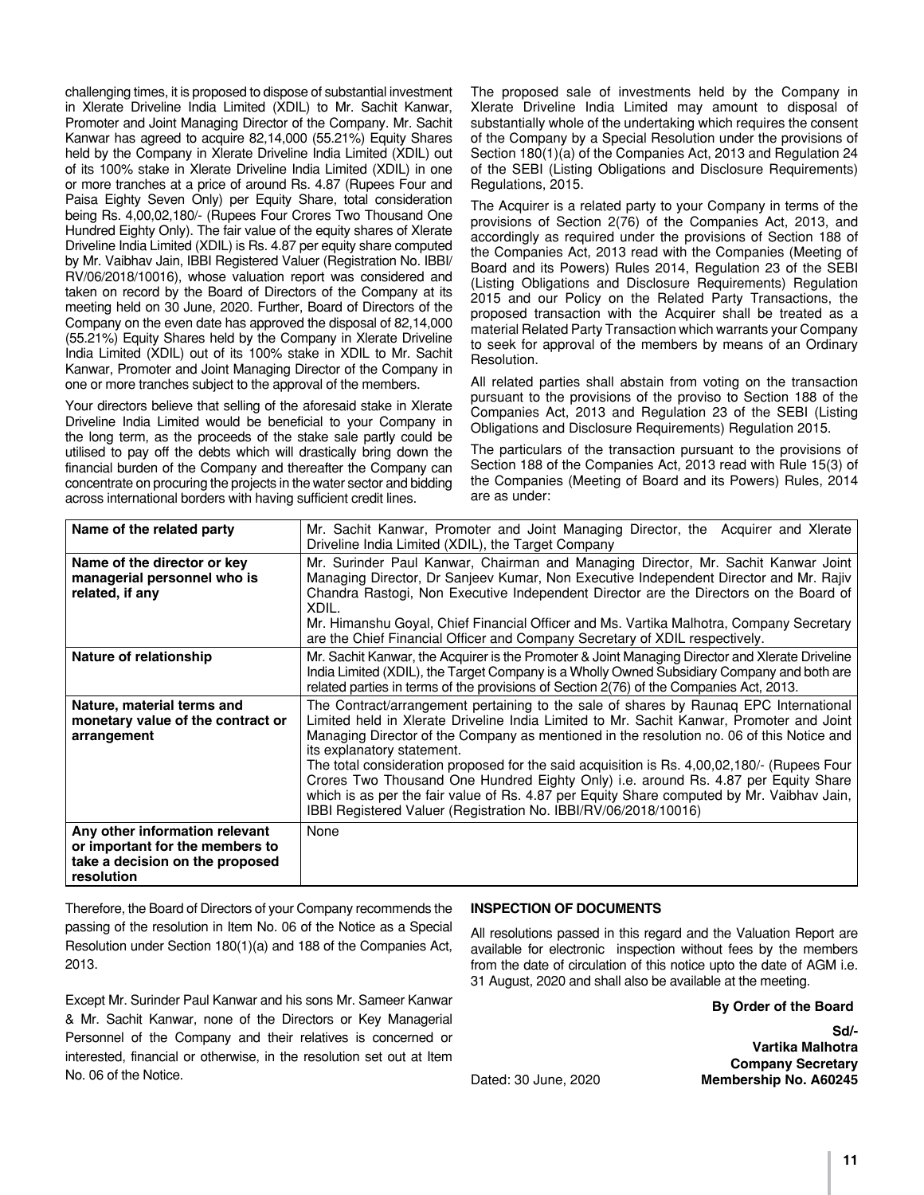challenging times, it is proposed to dispose of substantial investment in Xlerate Driveline India Limited (XDIL) to Mr. Sachit Kanwar, Promoter and Joint Managing Director of the Company. Mr. Sachit Kanwar has agreed to acquire 82,14,000 (55.21%) Equity Shares held by the Company in Xlerate Driveline India Limited (XDIL) out of its 100% stake in Xlerate Driveline India Limited (XDIL) in one or more tranches at a price of around Rs. 4.87 (Rupees Four and Paisa Eighty Seven Only) per Equity Share, total consideration being Rs. 4,00,02,180/- (Rupees Four Crores Two Thousand One Hundred Eighty Only). The fair value of the equity shares of Xlerate Driveline India Limited (XDIL) is Rs. 4.87 per equity share computed by Mr. Vaibhav Jain, IBBI Registered Valuer (Registration No. IBBI/RV/06/2018/10016), whose valuation report was considered and taken on record by the Board of Directors of the Company at its meeting held on 30 June, 2020. Further, Board of Directors of the Company on the even date has approved the disposal of 82,14,000 (55.21%) Equity Shares held by the Company in Xlerate Driveline India Limited (XDIL) out of its 100% stake in XDIL to Mr. Sachit Kanwar, Promoter and Joint Managing Director of the Company in one or more tranches subject to the approval of the members.

Your directors believe that selling of the aforesaid stake in Xlerate Driveline India Limited would be beneficial to your Company in the long term, as the proceeds of the stake sale partly could be utilised to pay off the debts which will drastically bring down the financial burden of the Company and thereafter the Company can concentrate on procuring the projects in the water sector and bidding across international borders with having sufficient credit lines.

The proposed sale of investments held by the Company in Xlerate Driveline India Limited may amount to disposal of substantially whole of the undertaking which requires the consent of the Company by a Special Resolution under the provisions of Section 180(1)(a) of the Companies Act, 2013 and Regulation 24 of the SEBI (Listing Obligations and Disclosure Requirements) Regulations, 2015.

The Acquirer is a related party to your Company in terms of the provisions of Section 2(76) of the Companies Act, 2013, and accordingly as required under the provisions of Section 188 of the Companies Act, 2013 read with the Companies (Meeting of Board and its Powers) Rules 2014, Regulation 23 of the SEBI (Listing Obligations and Disclosure Requirements) Regulation 2015 and our Policy on the Related Party Transactions, the proposed transaction with the Acquirer shall be treated as a material Related Party Transaction which warrants your Company to seek for approval of the members by means of an Ordinary Resolution.

All related parties shall abstain from voting on the transaction pursuant to the provisions of the proviso to Section 188 of the Companies Act, 2013 and Regulation 23 of the SEBI (Listing Obligations and Disclosure Requirements) Regulation 2015.

The particulars of the transaction pursuant to the provisions of Section 188 of the Companies Act, 2013 read with Rule 15(3) of the Companies (Meeting of Board and its Powers) Rules, 2014 are as under:

| **Name of the related party** | Mr. Sachit Kanwar, Promoter and Joint Managing Director, the Acquirer and Xlerate Driveline India Limited (XDIL), the Target Company |
|---|---|
| **Name of the director or key managerial personnel who is related, if any** | Mr. Surinder Paul Kanwar, Chairman and Managing Director, Mr. Sachit Kanwar Joint Managing Director, Dr Sanjeev Kumar, Non Executive Independent Director and Mr. Rajiv Chandra Rastogi, Non Executive Independent Director are the Directors on the Board of XDIL.<br>Mr. Himanshu Goyal, Chief Financial Officer and Ms. Vartika Malhotra, Company Secretary are the Chief Financial Officer and Company Secretary of XDIL respectively. |
| **Nature of relationship** | Mr. Sachit Kanwar, the Acquirer is the Promoter & Joint Managing Director and Xlerate Driveline India Limited (XDIL), the Target Company is a Wholly Owned Subsidiary Company and both are related parties in terms of the provisions of Section 2(76) of the Companies Act, 2013. |
| **Nature, material terms and monetary value of the contract or arrangement** | The Contract/arrangement pertaining to the sale of shares by Raunaq EPC International Limited held in Xlerate Driveline India Limited to Mr. Sachit Kanwar, Promoter and Joint Managing Director of the Company as mentioned in the resolution no. 06 of this Notice and its explanatory statement.<br>The total consideration proposed for the said acquisition is Rs. 4,00,02,180/- (Rupees Four Crores Two Thousand One Hundred Eighty Only) i.e. around Rs. 4.87 per Equity Share which is as per the fair value of Rs. 4.87 per Equity Share computed by Mr. Vaibhav Jain, IBBI Registered Valuer (Registration No. IBBI/RV/06/2018/10016) |
| **Any other information relevant or important for the members to take a decision on the proposed resolution** | None |

Therefore, the Board of Directors of your Company recommends the passing of the resolution in Item No. 06 of the Notice as a Special Resolution under Section 180(1)(a) and 188 of the Companies Act, 2013.

Except Mr. Surinder Paul Kanwar and his sons Mr. Sameer Kanwar & Mr. Sachit Kanwar, none of the Directors or Key Managerial Personnel of the Company and their relatives is concerned or interested, financial or otherwise, in the resolution set out at Item No. 06 of the Notice.

**INSPECTION OF DOCUMENTS**

All resolutions passed in this regard and the Valuation Report are available for electronic inspection without fees by the members from the date of circulation of this notice upto the date of AGM i.e. 31 August, 2020 and shall also be available at the meeting.

**By Order of the Board**

**Sd/-**
**Vartika Malhotra**
**Company Secretary**
**Membership No. A60245**

Dated: 30 June, 2020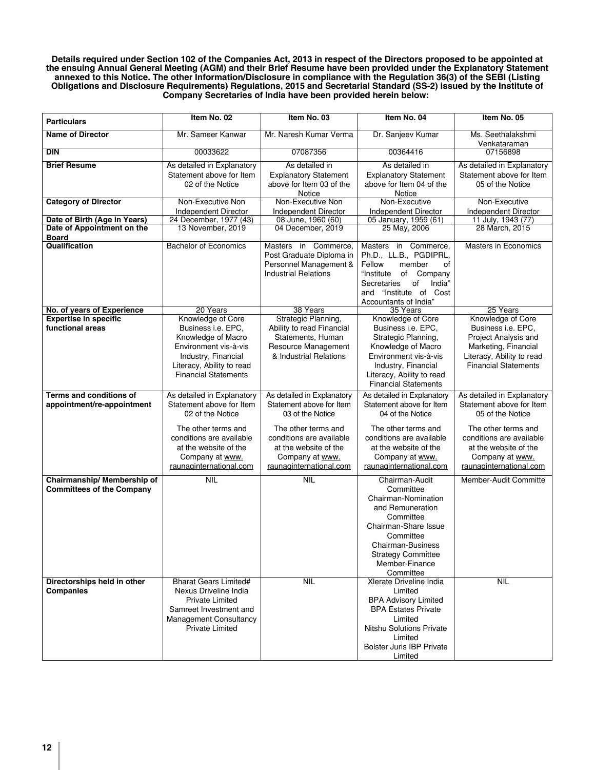**Details required under Section 102 of the Companies Act, 2013 in respect of the Directors proposed to be appointed at the ensuing Annual General Meeting (AGM) and their Brief Resume have been provided under the Explanatory Statement annexed to this Notice. The other Information/Disclosure in compliance with the Regulation 36(3) of the SEBI (Listing Obligations and Disclosure Requirements) Regulations, 2015 and Secretarial Standard (SS-2) issued by the Institute of Company Secretaries of India have been provided herein below:**

| Particulars | Item No. 02 | Item No. 03 | Item No. 04 | Item No. 05 |
|---|---|---|---|---|
| **Name of Director** | Mr. Sameer Kanwar | Mr. Naresh Kumar Verma | Dr. Sanjeev Kumar | Ms. Seethalakshmi Venkataraman |
| **DIN** | 00033622 | 07087356 | 00364416 | 07156898 |
| **Brief Resume** | As detailed in Explanatory Statement above for Item 02 of the Notice | As detailed in Explanatory Statement above for Item 03 of the Notice | As detailed in Explanatory Statement above for Item 04 of the Notice | As detailed in Explanatory Statement above for Item 05 of the Notice |
| **Category of Director** | Non-Executive Non Independent Director | Non-Executive Non Independent Director | Non-Executive Independent Director | Non-Executive Independent Director |
| **Date of Birth (Age in Years)** | 24 December, 1977 (43) | 08 June, 1960 (60) | 05 January, 1959 (61) | 11 July, 1943 (77) |
| **Date of Appointment on the Board** | 13 November, 2019 | 04 December, 2019 | 25 May, 2006 | 28 March, 2015 |
| **Qualification** | Bachelor of Economics | Masters in Commerce, Post Graduate Diploma in Personnel Management & Industrial Relations | Masters in Commerce, Ph.D., LL.B., PGDIPRL, Fellow member of "Institute of Company Secretaries of India" and "Institute of Cost Accountants of India" | Masters in Economics |
| **No. of years of Experience** | 20 Years | 38 Years | 35 Years | 25 Years |
| **Expertise in specific functional areas** | Knowledge of Core Business i.e. EPC, Knowledge of Macro Environment vis-à-vis Industry, Financial Literacy, Ability to read Financial Statements | Strategic Planning, Ability to read Financial Statements, Human Resource Management & Industrial Relations | Knowledge of Core Business i.e. EPC, Strategic Planning, Knowledge of Macro Environment vis-à-vis Industry, Financial Literacy, Ability to read Financial Statements | Knowledge of Core Business i.e. EPC, Project Analysis and Marketing, Financial Literacy, Ability to read Financial Statements |
| **Terms and conditions of appointment/re-appointment** | As detailed in Explanatory Statement above for Item 02 of the Notice<br><br>The other terms and conditions are available at the website of the Company at www.raunaqinternational.com | As detailed in Explanatory Statement above for Item 03 of the Notice<br><br>The other terms and conditions are available at the website of the Company at www.raunaqinternational.com | As detailed in Explanatory Statement above for Item 04 of the Notice<br><br>The other terms and conditions are available at the website of the Company at www.raunaqinternational.com | As detailed in Explanatory Statement above for Item 05 of the Notice<br><br>The other terms and conditions are available at the website of the Company at www.raunaqinternational.com |
| **Chairmanship/ Membership of Committees of the Company** | NIL | NIL | Chairman-Audit Committee<br>Chairman-Nomination and Remuneration Committee<br>Chairman-Share Issue Committee<br>Chairman-Business Strategy Committee<br>Member-Finance Committee | Member-Audit Committe |
| **Directorships held in other Companies** | Bharat Gears Limited#<br>Nexus Driveline India Private Limited<br>Samreet Investment and Management Consultancy Private Limited | NIL | Xlerate Driveline India Limited<br>BPA Advisory Limited<br>BPA Estates Private Limited<br>Nitshu Solutions Private Limited<br>Bolster Juris IBP Private Limited | NIL |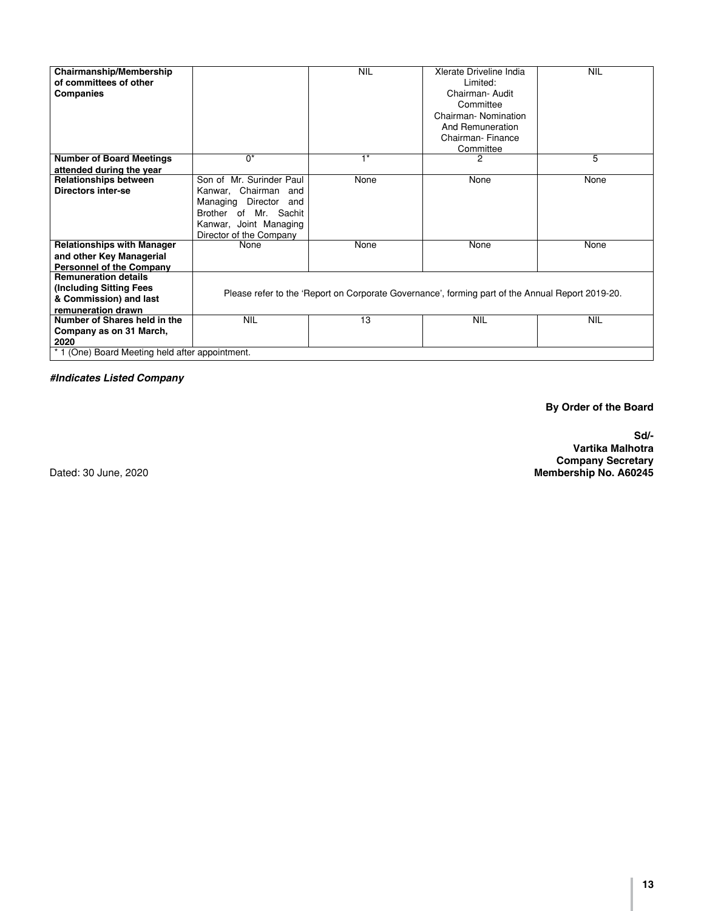| | | | | |
|---|---|---|---|---|
| **Chairmanship/Membership of committees of other Companies** | | NIL | Xlerate Driveline India Limited: Chairman- Audit Committee Chairman- Nomination And Remuneration Chairman- Finance Committee | NIL |
| **Number of Board Meetings attended during the year** | 0* | 1* | 2 | 5 |
| **Relationships between Directors inter-se** | Son of Mr. Surinder Paul Kanwar, Chairman and Managing Director and Brother of Mr. Sachit Kanwar, Joint Managing Director of the Company | None | None | None |
| **Relationships with Manager and other Key Managerial Personnel of the Company** | None | None | None | None |
| **Remuneration details (Including Sitting Fees & Commission) and last remuneration drawn** | Please refer to the 'Report on Corporate Governance', forming part of the Annual Report 2019-20. | | | |
| **Number of Shares held in the Company as on 31 March, 2020** | NIL | 13 | NIL | NIL |
| * 1 (One) Board Meeting held after appointment. | | | | |

***#Indicates Listed Company***

**By Order of the Board**

**Sd/-**
**Vartika Malhotra**
**Company Secretary**
**Membership No. A60245**

Dated: 30 June, 2020